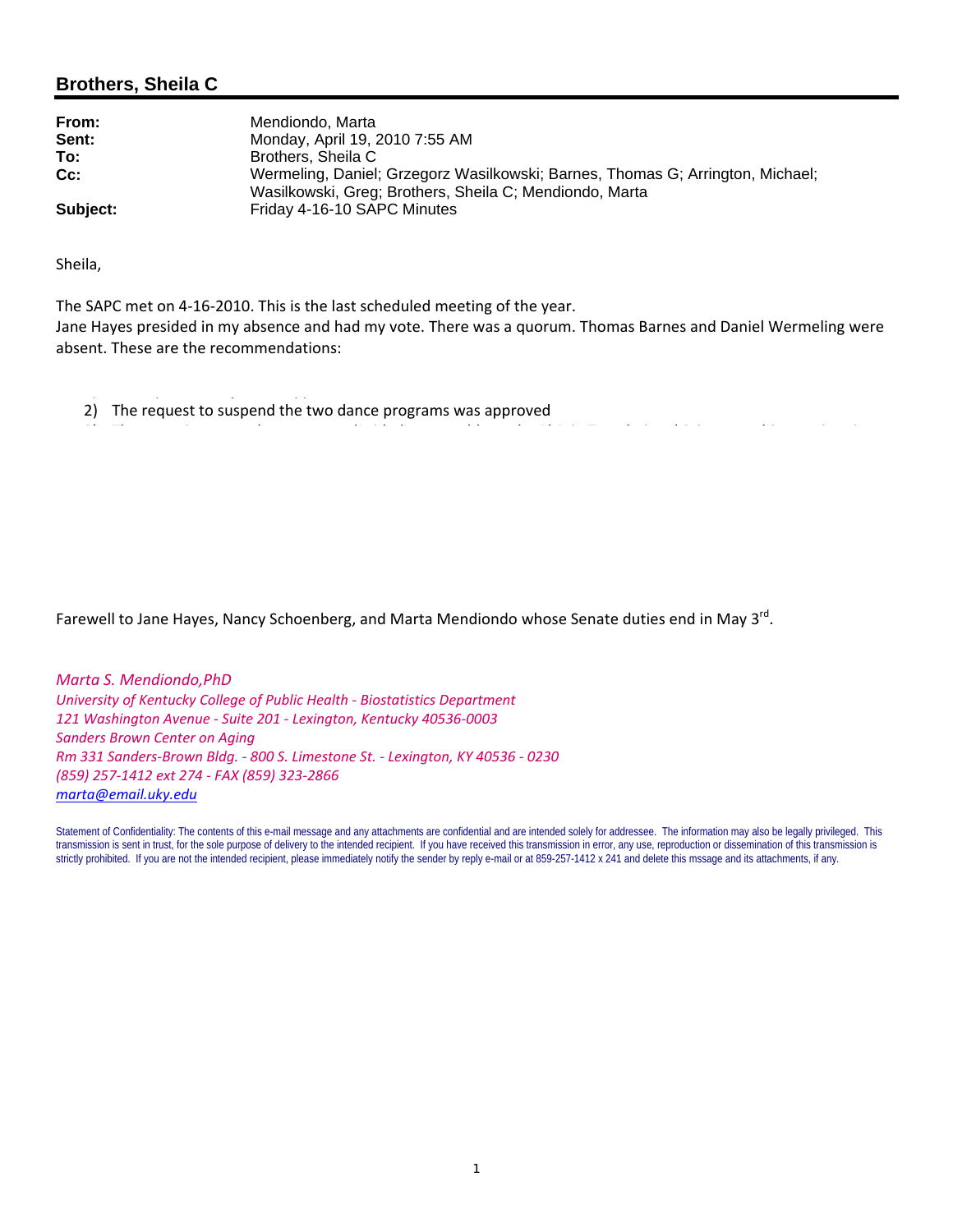## Brothers, Sheila C

**From:** Mendiondo, Marta
**Sent:** Monday, April 19, 2010 7:55 AM
**To:** Brothers, Sheila C
**Cc:** Wermeling, Daniel; Grzegorz Wasilkowski; Barnes, Thomas G; Arrington, Michael; Wasilkowski, Greg; Brothers, Sheila C; Mendiondo, Marta
**Subject:** Friday 4-16-10 SAPC Minutes

Sheila,

The SAPC met on 4-16-2010. This is the last scheduled meeting of the year.
Jane Hayes presided in my absence and had my vote. There was a quorum. Thomas Barnes and Daniel Wermeling were absent. These are the recommendations:

2) The request to suspend the two dance programs was approved

Farewell to Jane Hayes, Nancy Schoenberg, and Marta Mendiondo whose Senate duties end in May 3rd.

*Marta S. Mendiondo,PhD*
*University of Kentucky College of Public Health - Biostatistics Department*
*121 Washington Avenue - Suite 201 - Lexington, Kentucky 40536-0003*
*Sanders Brown Center on Aging*
*Rm 331 Sanders-Brown Bldg. - 800 S. Limestone St. - Lexington, KY 40536 - 0230*
*(859) 257-1412 ext 274 - FAX (859) 323-2866*
*marta@email.uky.edu*

Statement of Confidentiality: The contents of this e-mail message and any attachments are confidential and are intended solely for addressee. The information may also be legally privileged. This transmission is sent in trust, for the sole purpose of delivery to the intended recipient. If you have received this transmission in error, any use, reproduction or dissemination of this transmission is strictly prohibited. If you are not the intended recipient, please immediately notify the sender by reply e-mail or at 859-257-1412 x 241 and delete this mssage and its attachments, if any.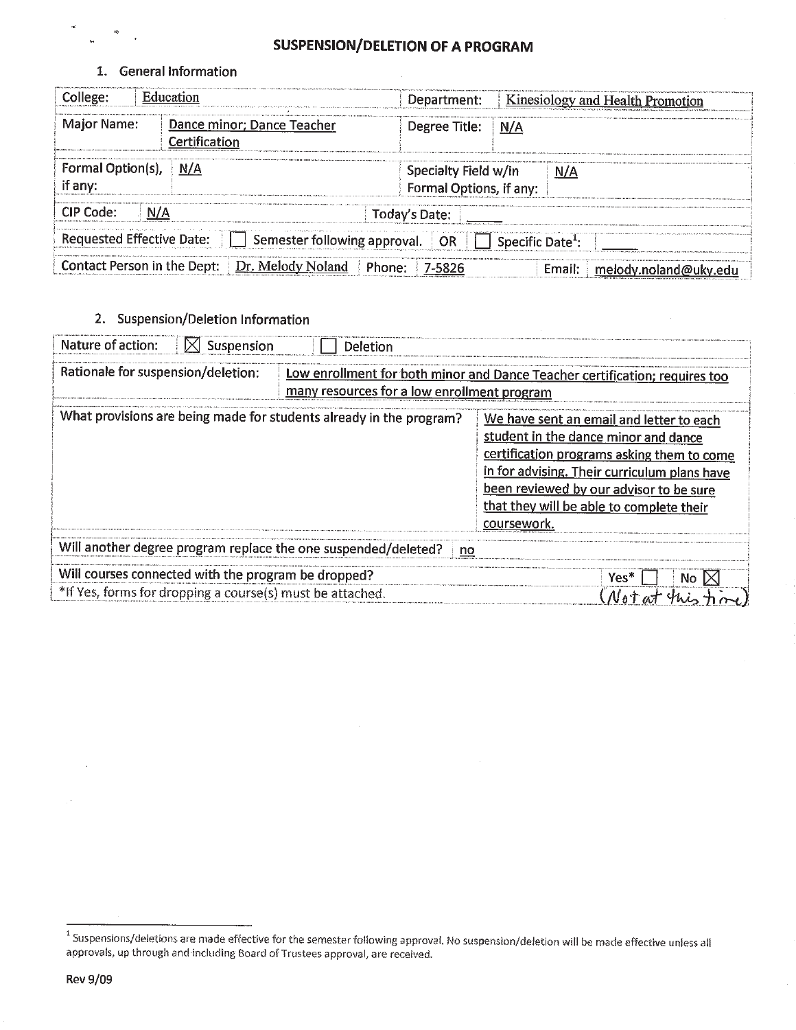# SUSPENSION/DELETION OF A PROGRAM

## 1. General Information

| College: | Education | Department: | Kinesiology and Health Promotion |
|---|---|---|---|
| Major Name: | Dance minor; Dance Teacher Certification | Degree Title: | N/A |
| Formal Option(s), if any: | N/A | Specialty Field w/in Formal Options, if any: | N/A |
| CIP Code: | N/A | Today's Date: | |
| Requested Effective Date: | ☐ Semester following approval. OR ☐ Specific Date[1]: | | |
| Contact Person in the Dept: | Dr. Melody Noland | Phone: 7-5826 | Email: melody.noland@uky.edu |

## 2. Suspension/Deletion Information

| Nature of action: | ☒ Suspension ☐ Deletion |
|---|---|
| Rationale for suspension/deletion: | Low enrollment for both minor and Dance Teacher certification; requires too many resources for a low enrollment program |
| What provisions are being made for students already in the program? | We have sent an email and letter to each student in the dance minor and dance certification programs asking them to come in for advising. Their curriculum plans have been reviewed by our advisor to be sure that they will be able to complete their coursework. |
| Will another degree program replace the one suspended/deleted? | no |
| Will courses connected with the program be dropped? | Yes* ☐ No ☒ (Not at this time) |
| *If Yes, forms for dropping a course(s) must be attached. | |

[1] Suspensions/deletions are made effective for the semester following approval. No suspension/deletion will be made effective unless all approvals, up through and including Board of Trustees approval, are received.

Rev 9/09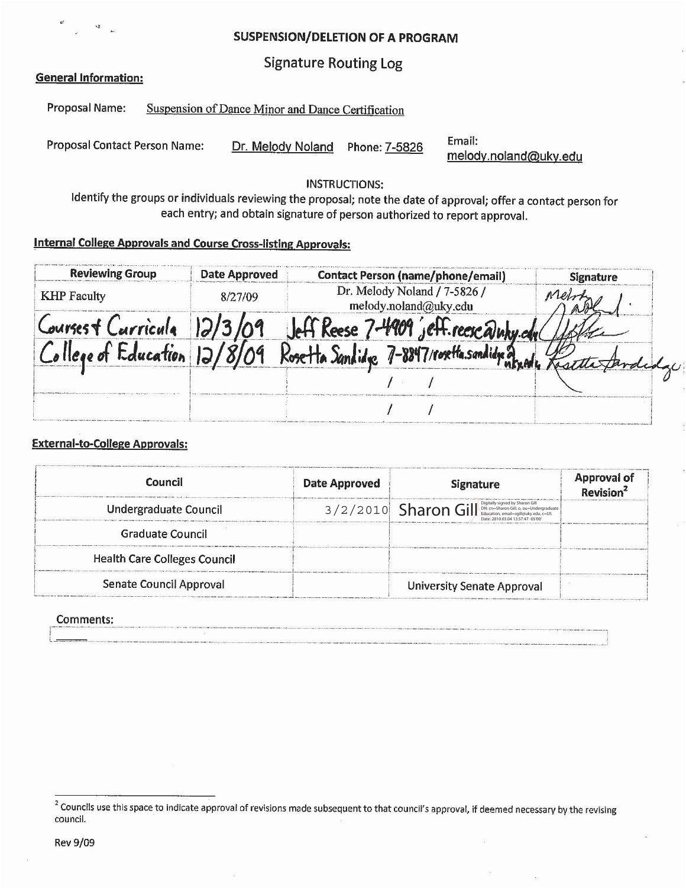## SUSPENSION/DELETION OF A PROGRAM

### Signature Routing Log

**General Information:**

Proposal Name: Suspension of Dance Minor and Dance Certification

Proposal Contact Person Name: Dr. Melody Noland Phone: 7-5826 Email: melody.noland@uky.edu

INSTRUCTIONS:
Identify the groups or individuals reviewing the proposal; note the date of approval; offer a contact person for each entry; and obtain signature of person authorized to report approval.

**Internal College Approvals and Course Cross-listing Approvals:**

| Reviewing Group | Date Approved | Contact Person (name/phone/email) | Signature |
|---|---|---|---|
| KHP Faculty | 8/27/09 | Dr. Melody Noland / 7-5826 / melody.noland@uky.edu | Melody Noland |
| Courses & Curricula | 12/3/09 | Jeff Reese 7-4909 jeff.reese@uky.edu | Jeff Reese |
| College of Education | 12/8/09 | Rosetta Sandidge 7-8847/rosetta.sandidge@uky.edu | Rosetta Sandidge |
| | | / / | |
| | | / / | |

**External-to-College Approvals:**

| Council | Date Approved | Signature | Approval of Revision[2] |
|---|---|---|---|
| Undergraduate Council | 3/2/2010 | Sharon Gill (Digitally signed by Sharon Gill DN: cn=Sharon Gill, o, ou=Undergraduate Education, email=sgill@uky.edu, c=US Date: 2010.03.04 13:57:47 -05'00') | |
| Graduate Council | | | |
| Health Care Colleges Council | | | |
| Senate Council Approval | | University Senate Approval | |

Comments:

---

[2] Councils use this space to indicate approval of revisions made subsequent to that council's approval, if deemed necessary by the revising council.

Rev 9/09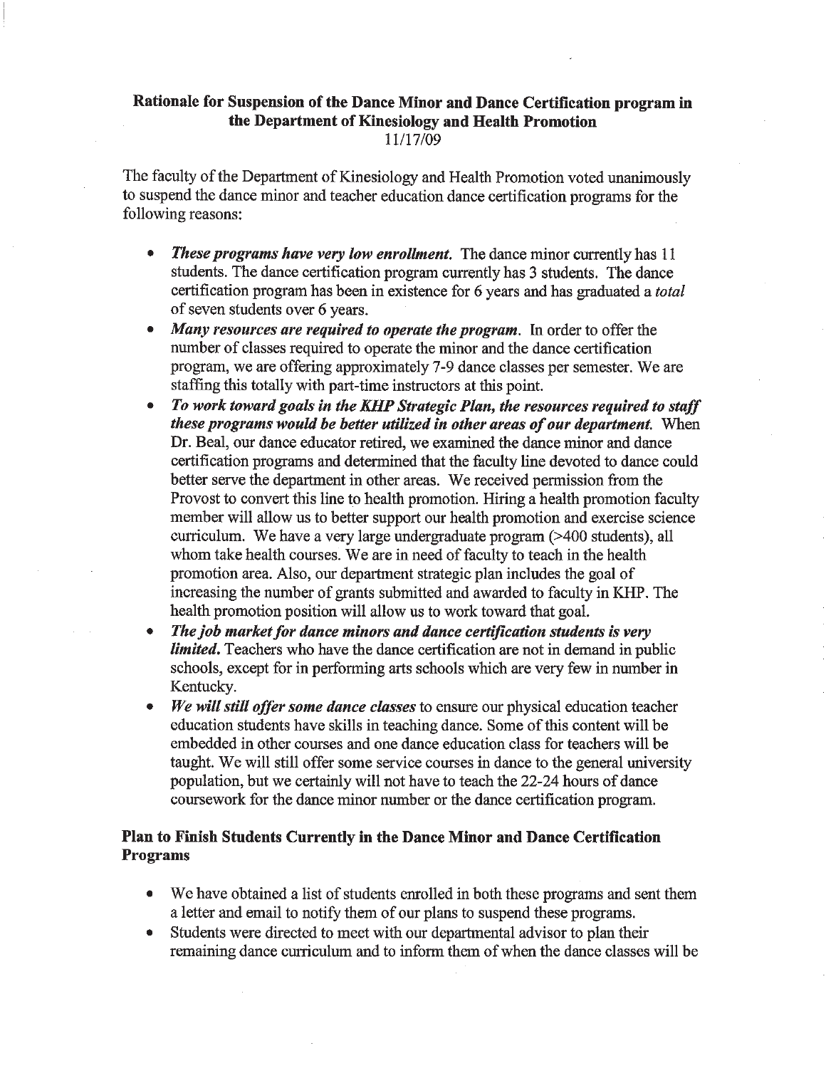**Rationale for Suspension of the Dance Minor and Dance Certification program in the Department of Kinesiology and Health Promotion**
11/17/09

The faculty of the Department of Kinesiology and Health Promotion voted unanimously to suspend the dance minor and teacher education dance certification programs for the following reasons:

- ***These programs have very low enrollment.*** The dance minor currently has 11 students. The dance certification program currently has 3 students. The dance certification program has been in existence for 6 years and has graduated a *total* of seven students over 6 years.
- ***Many resources are required to operate the program.*** In order to offer the number of classes required to operate the minor and the dance certification program, we are offering approximately 7-9 dance classes per semester. We are staffing this totally with part-time instructors at this point.
- ***To work toward goals in the KHP Strategic Plan, the resources required to staff these programs would be better utilized in other areas of our department.*** When Dr. Beal, our dance educator retired, we examined the dance minor and dance certification programs and determined that the faculty line devoted to dance could better serve the department in other areas. We received permission from the Provost to convert this line to health promotion. Hiring a health promotion faculty member will allow us to better support our health promotion and exercise science curriculum. We have a very large undergraduate program (>400 students), all whom take health courses. We are in need of faculty to teach in the health promotion area. Also, our department strategic plan includes the goal of increasing the number of grants submitted and awarded to faculty in KHP. The health promotion position will allow us to work toward that goal.
- ***The job market for dance minors and dance certification students is very limited.*** Teachers who have the dance certification are not in demand in public schools, except for in performing arts schools which are very few in number in Kentucky.
- ***We will still offer some dance classes*** to ensure our physical education teacher education students have skills in teaching dance. Some of this content will be embedded in other courses and one dance education class for teachers will be taught. We will still offer some service courses in dance to the general university population, but we certainly will not have to teach the 22-24 hours of dance coursework for the dance minor number or the dance certification program.

**Plan to Finish Students Currently in the Dance Minor and Dance Certification Programs**

- We have obtained a list of students enrolled in both these programs and sent them a letter and email to notify them of our plans to suspend these programs.
- Students were directed to meet with our departmental advisor to plan their remaining dance curriculum and to inform them of when the dance classes will be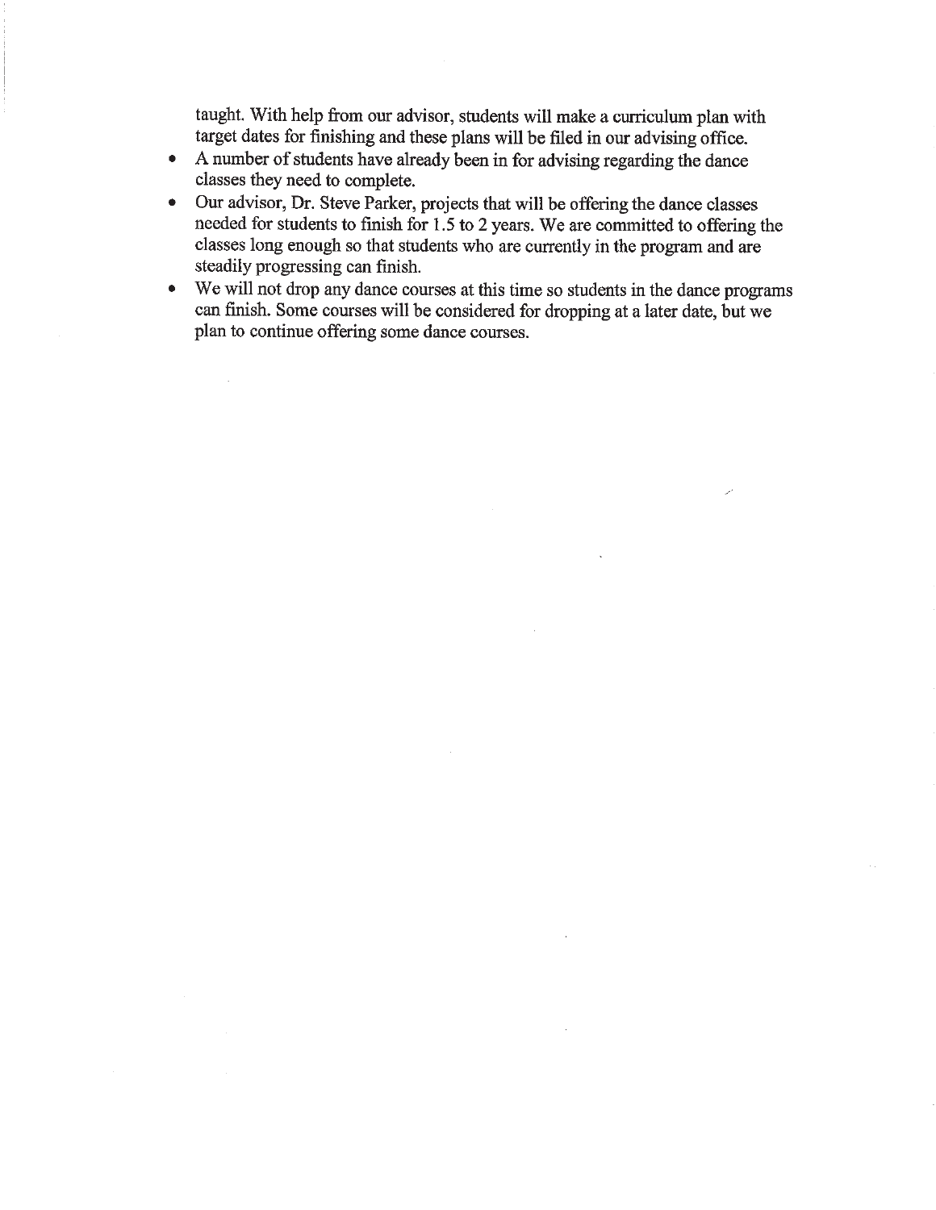taught. With help from our advisor, students will make a curriculum plan with target dates for finishing and these plans will be filed in our advising office.

- A number of students have already been in for advising regarding the dance classes they need to complete.
- Our advisor, Dr. Steve Parker, projects that will be offering the dance classes needed for students to finish for 1.5 to 2 years. We are committed to offering the classes long enough so that students who are currently in the program and are steadily progressing can finish.
- We will not drop any dance courses at this time so students in the dance programs can finish. Some courses will be considered for dropping at a later date, but we plan to continue offering some dance courses.